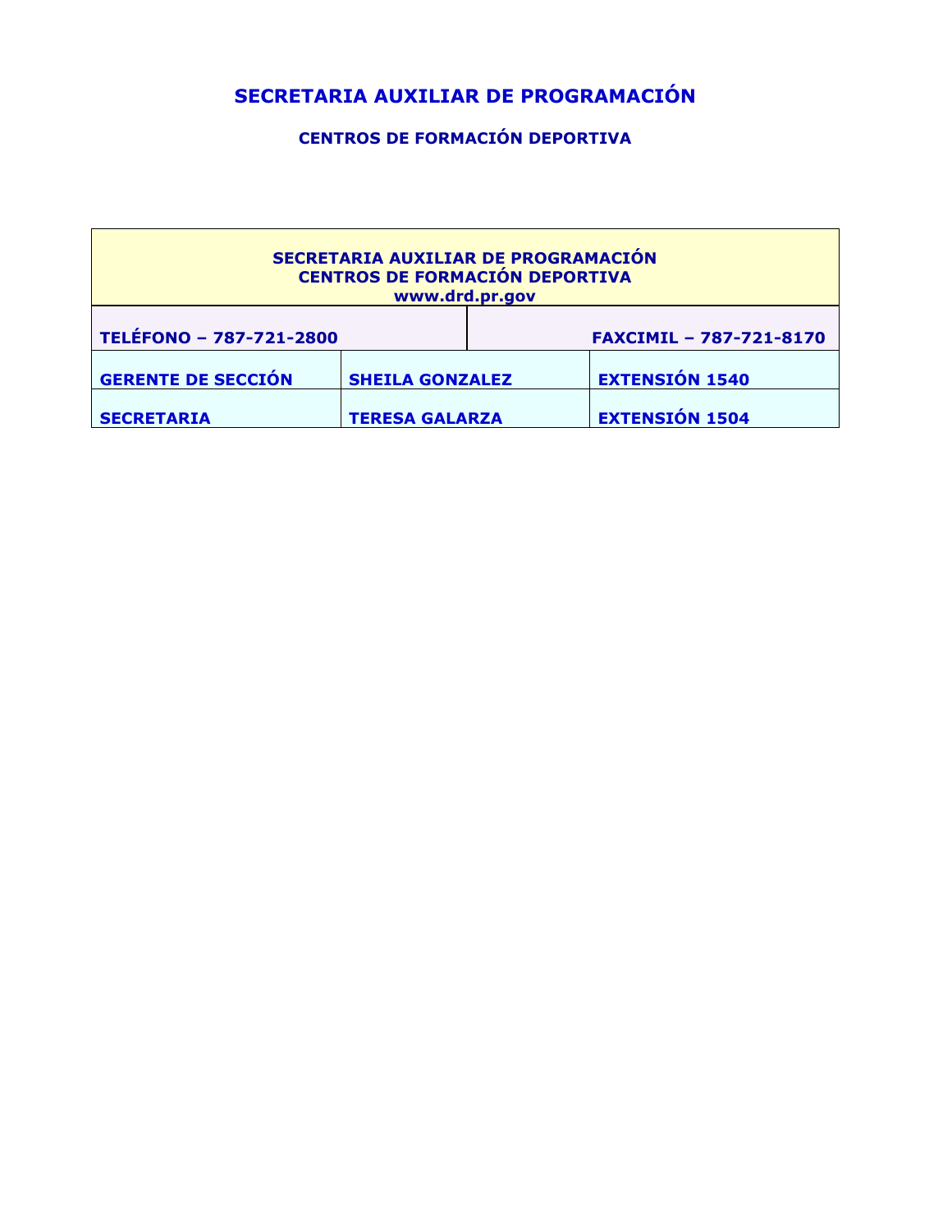# SECRETARIA AUXILIAR DE PROGRAMACIÓN

## CENTROS DE FORMACIÓN DEPORTIVA

| SECRETARIA AUXILIAR DE PROGRAMACIÓN<br>CENTROS DE FORMACIÓN DEPORTIVA<br>www.drd.pr.gov | | |
|---|---|---|
| **TELÉFONO – 787-721-2800** | | **FAXCIMIL – 787-721-8170** |
| **GERENTE DE SECCIÓN** | **SHEILA GONZALEZ** | **EXTENSIÓN 1540** |
| **SECRETARIA** | **TERESA GALARZA** | **EXTENSIÓN 1504** |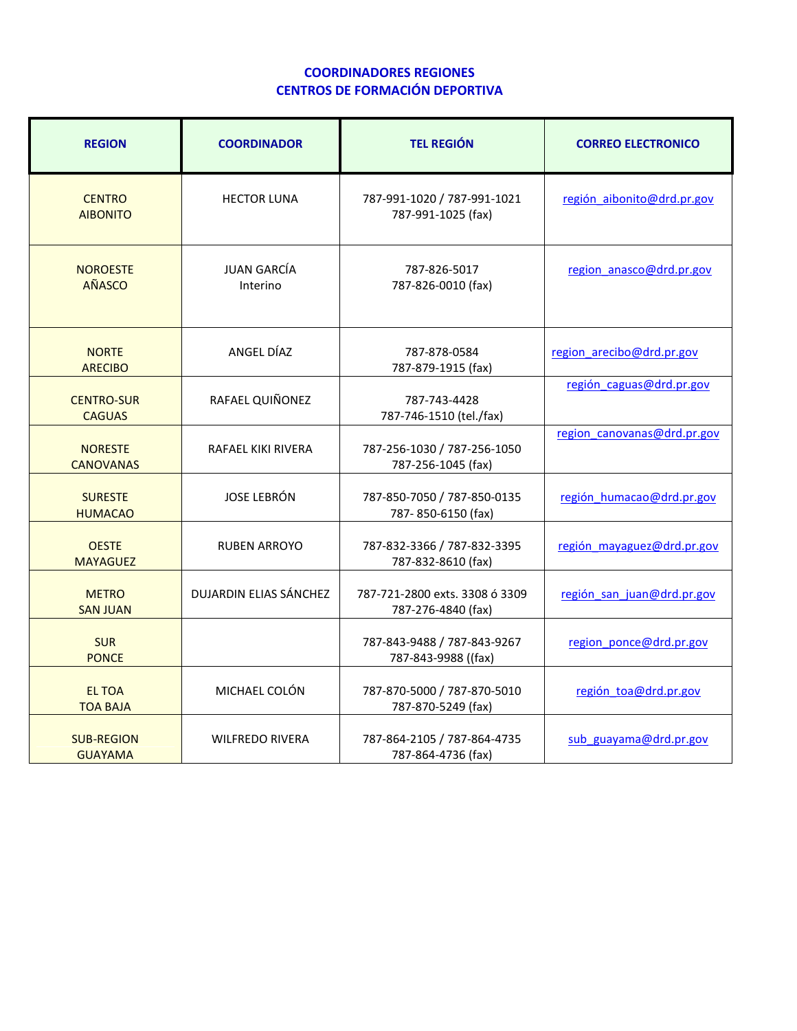# COORDINADORES REGIONES
## CENTROS DE FORMACIÓN DEPORTIVA

| REGION | COORDINADOR | TEL REGIÓN | CORREO ELECTRONICO |
|---|---|---|---|
| CENTRO AIBONITO | HECTOR LUNA | 787-991-1020 / 787-991-1021 787-991-1025 (fax) | región_aibonito@drd.pr.gov |
| NOROESTE AÑASCO | JUAN GARCÍA Interino | 787-826-5017 787-826-0010 (fax) | region_anasco@drd.pr.gov |
| NORTE ARECIBO | ANGEL DÍAZ | 787-878-0584 787-879-1915 (fax) | region_arecibo@drd.pr.gov |
| CENTRO-SUR CAGUAS | RAFAEL QUIÑONEZ | 787-743-4428 787-746-1510 (tel./fax) | región_caguas@drd.pr.gov |
| NORESTE CANOVANAS | RAFAEL KIKI RIVERA | 787-256-1030 / 787-256-1050 787-256-1045 (fax) | region_canovanas@drd.pr.gov |
| SURESTE HUMACAO | JOSE LEBRÓN | 787-850-7050 / 787-850-0135 787- 850-6150 (fax) | región_humacao@drd.pr.gov |
| OESTE MAYAGUEZ | RUBEN ARROYO | 787-832-3366 / 787-832-3395 787-832-8610 (fax) | región_mayaguez@drd.pr.gov |
| METRO SAN JUAN | DUJARDIN ELIAS SÁNCHEZ | 787-721-2800 exts. 3308 ó 3309 787-276-4840 (fax) | región_san_juan@drd.pr.gov |
| SUR PONCE | | 787-843-9488 / 787-843-9267 787-843-9988 ((fax) | region_ponce@drd.pr.gov |
| EL TOA TOA BAJA | MICHAEL COLÓN | 787-870-5000 / 787-870-5010 787-870-5249 (fax) | región_toa@drd.pr.gov |
| SUB-REGION GUAYAMA | WILFREDO RIVERA | 787-864-2105 / 787-864-4735 787-864-4736 (fax) | sub_guayama@drd.pr.gov |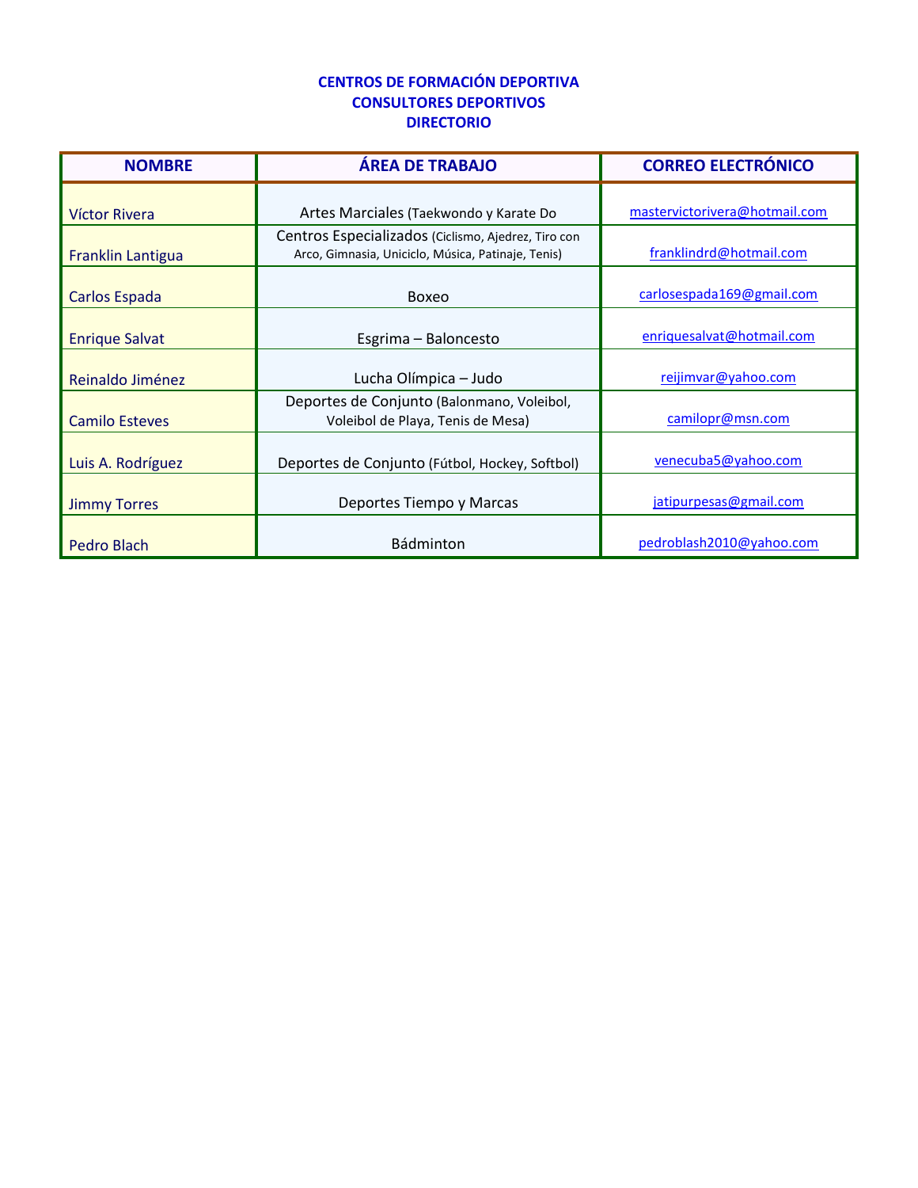**CENTROS DE FORMACIÓN DEPORTIVA**
**CONSULTORES DEPORTIVOS**
**DIRECTORIO**

| NOMBRE | ÁREA DE TRABAJO | CORREO ELECTRÓNICO |
|---|---|---|
| Víctor Rivera | Artes Marciales (Taekwondo y Karate Do | mastervictorivera@hotmail.com |
| Franklin Lantigua | Centros Especializados (Ciclismo, Ajedrez, Tiro con Arco, Gimnasia, Uniciclo, Música, Patinaje, Tenis) | franklindrd@hotmail.com |
| Carlos Espada | Boxeo | carlosespada169@gmail.com |
| Enrique Salvat | Esgrima – Baloncesto | enriquesalvat@hotmail.com |
| Reinaldo Jiménez | Lucha Olímpica – Judo | reijimvar@yahoo.com |
| Camilo Esteves | Deportes de Conjunto (Balonmano, Voleibol, Voleibol de Playa, Tenis de Mesa) | camilopr@msn.com |
| Luis A. Rodríguez | Deportes de Conjunto (Fútbol, Hockey, Softbol) | venecuba5@yahoo.com |
| Jimmy Torres | Deportes Tiempo y Marcas | jatipurpesas@gmail.com |
| Pedro Blach | Bádminton | pedroblash2010@yahoo.com |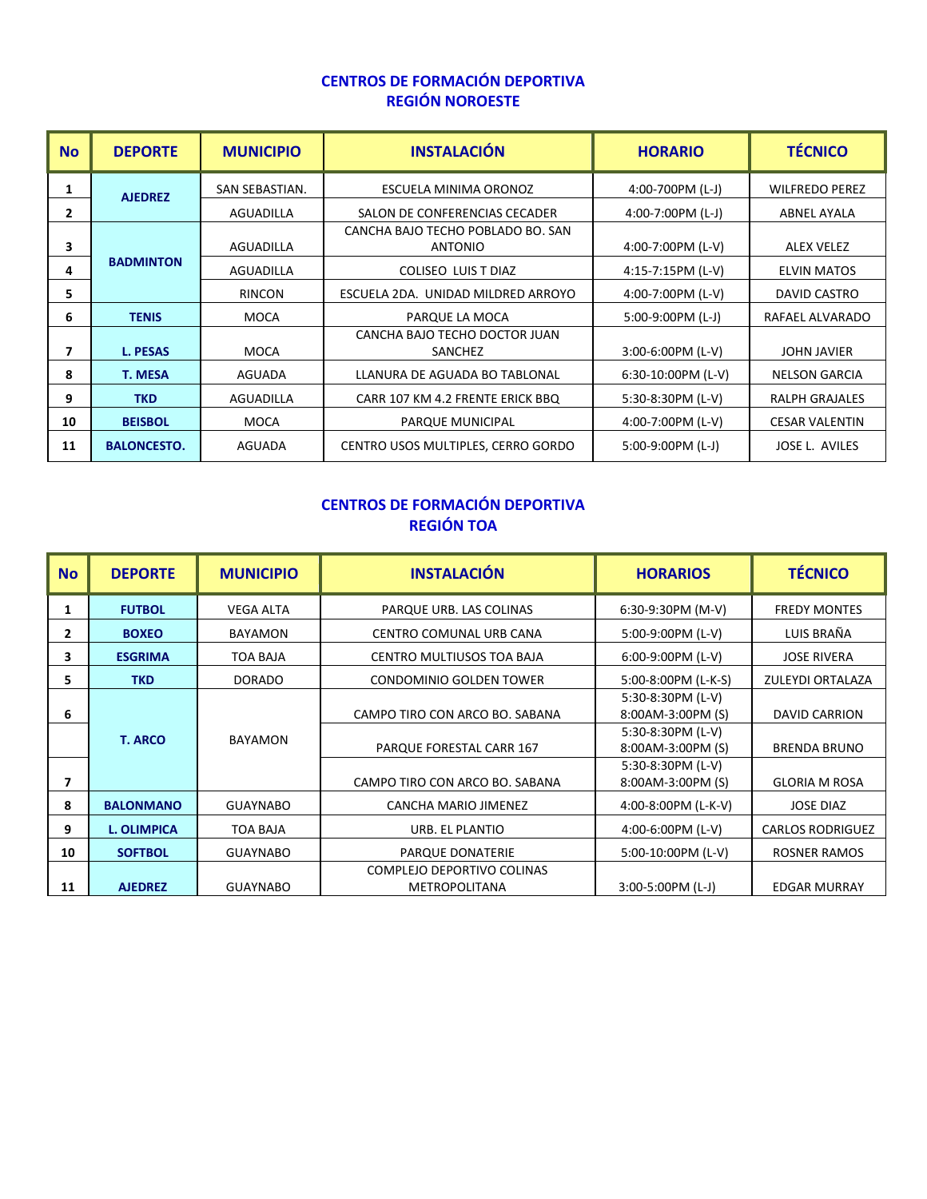## CENTROS DE FORMACIÓN DEPORTIVA
## REGIÓN NOROESTE

| No | DEPORTE | MUNICIPIO | INSTALACIÓN | HORARIO | TÉCNICO |
|---|---|---|---|---|---|
| 1 | AJEDREZ | SAN SEBASTIAN. | ESCUELA MINIMA ORONOZ | 4:00-700PM (L-J) | WILFREDO PEREZ |
| 2 | | AGUADILLA | SALON DE CONFERENCIAS CECADER | 4:00-7:00PM (L-J) | ABNEL AYALA |
| 3 | BADMINTON | AGUADILLA | CANCHA BAJO TECHO POBLADO BO. SAN ANTONIO | 4:00-7:00PM (L-V) | ALEX VELEZ |
| 4 | | AGUADILLA | COLISEO LUIS T DIAZ | 4:15-7:15PM (L-V) | ELVIN MATOS |
| 5 | | RINCON | ESCUELA 2DA. UNIDAD MILDRED ARROYO | 4:00-7:00PM (L-V) | DAVID CASTRO |
| 6 | TENIS | MOCA | PARQUE LA MOCA | 5:00-9:00PM (L-J) | RAFAEL ALVARADO |
| 7 | L. PESAS | MOCA | CANCHA BAJO TECHO DOCTOR JUAN SANCHEZ | 3:00-6:00PM (L-V) | JOHN JAVIER |
| 8 | T. MESA | AGUADA | LLANURA DE AGUADA BO TABLONAL | 6:30-10:00PM (L-V) | NELSON GARCIA |
| 9 | TKD | AGUADILLA | CARR 107 KM 4.2 FRENTE ERICK BBQ | 5:30-8:30PM (L-V) | RALPH GRAJALES |
| 10 | BEISBOL | MOCA | PARQUE MUNICIPAL | 4:00-7:00PM (L-V) | CESAR VALENTIN |
| 11 | BALONCESTO. | AGUADA | CENTRO USOS MULTIPLES, CERRO GORDO | 5:00-9:00PM (L-J) | JOSE L. AVILES |

## CENTROS DE FORMACIÓN DEPORTIVA
## REGIÓN TOA

| No | DEPORTE | MUNICIPIO | INSTALACIÓN | HORARIOS | TÉCNICO |
|---|---|---|---|---|---|
| 1 | FUTBOL | VEGA ALTA | PARQUE URB. LAS COLINAS | 6:30-9:30PM (M-V) | FREDY MONTES |
| 2 | BOXEO | BAYAMON | CENTRO COMUNAL URB CANA | 5:00-9:00PM (L-V) | LUIS BRAÑA |
| 3 | ESGRIMA | TOA BAJA | CENTRO MULTIUSOS TOA BAJA | 6:00-9:00PM (L-V) | JOSE RIVERA |
| 5 | TKD | DORADO | CONDOMINIO GOLDEN TOWER | 5:00-8:00PM (L-K-S) | ZULEYDI ORTALAZA |
| 6 | T. ARCO | BAYAMON | CAMPO TIRO CON ARCO BO. SABANA | 5:30-8:30PM (L-V) 8:00AM-3:00PM (S) | DAVID CARRION |
| | | | PARQUE FORESTAL CARR 167 | 5:30-8:30PM (L-V) 8:00AM-3:00PM (S) | BRENDA BRUNO |
| 7 | | | CAMPO TIRO CON ARCO BO. SABANA | 5:30-8:30PM (L-V) 8:00AM-3:00PM (S) | GLORIA M ROSA |
| 8 | BALONMANO | GUAYNABO | CANCHA MARIO JIMENEZ | 4:00-8:00PM (L-K-V) | JOSE DIAZ |
| 9 | L. OLIMPICA | TOA BAJA | URB. EL PLANTIO | 4:00-6:00PM (L-V) | CARLOS RODRIGUEZ |
| 10 | SOFTBOL | GUAYNABO | PARQUE DONATERIE | 5:00-10:00PM (L-V) | ROSNER RAMOS |
| 11 | AJEDREZ | GUAYNABO | COMPLEJO DEPORTIVO COLINAS METROPOLITANA | 3:00-5:00PM (L-J) | EDGAR MURRAY |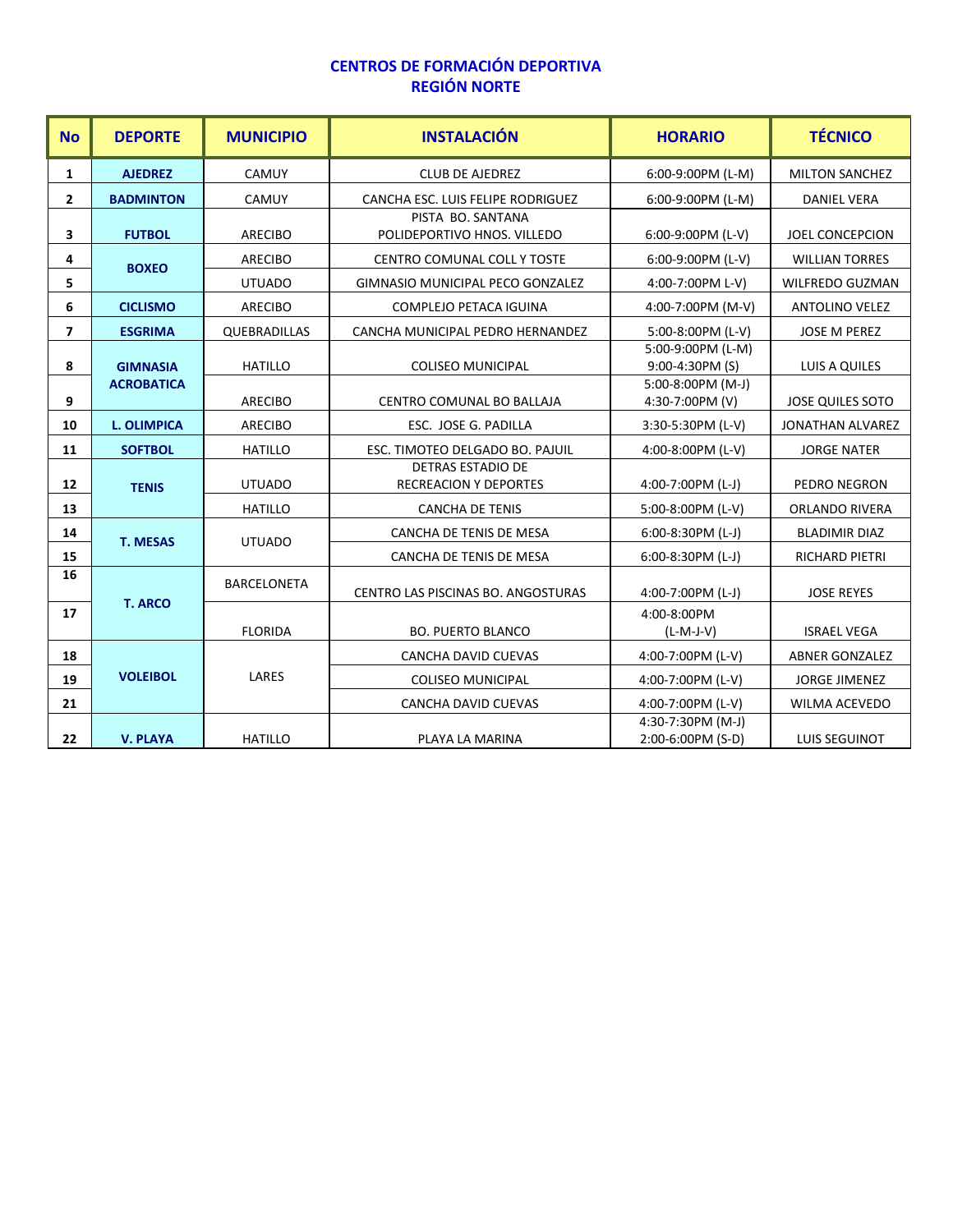## CENTROS DE FORMACIÓN DEPORTIVA
## REGIÓN NORTE

| No | DEPORTE | MUNICIPIO | INSTALACIÓN | HORARIO | TÉCNICO |
|---|---|---|---|---|---|
| 1 | AJEDREZ | CAMUY | CLUB DE AJEDREZ | 6:00-9:00PM (L-M) | MILTON SANCHEZ |
| 2 | BADMINTON | CAMUY | CANCHA ESC. LUIS FELIPE RODRIGUEZ | 6:00-9:00PM (L-M) | DANIEL VERA |
| 3 | FUTBOL | ARECIBO | PISTA BO. SANTANA POLIDEPORTIVO HNOS. VILLEDO | 6:00-9:00PM (L-V) | JOEL CONCEPCION |
| 4 | BOXEO | ARECIBO | CENTRO COMUNAL COLL Y TOSTE | 6:00-9:00PM (L-V) | WILLIAN TORRES |
| 5 | | UTUADO | GIMNASIO MUNICIPAL PECO GONZALEZ | 4:00-7:00PM L-V) | WILFREDO GUZMAN |
| 6 | CICLISMO | ARECIBO | COMPLEJO PETACA IGUINA | 4:00-7:00PM (M-V) | ANTOLINO VELEZ |
| 7 | ESGRIMA | QUEBRADILLAS | CANCHA MUNICIPAL PEDRO HERNANDEZ | 5:00-8:00PM (L-V) | JOSE M PEREZ |
| 8 | GIMNASIA ACROBATICA | HATILLO | COLISEO MUNICIPAL | 5:00-9:00PM (L-M) 9:00-4:30PM (S) | LUIS A QUILES |
| 9 | | ARECIBO | CENTRO COMUNAL BO BALLAJA | 5:00-8:00PM (M-J) 4:30-7:00PM (V) | JOSE QUILES SOTO |
| 10 | L. OLIMPICA | ARECIBO | ESC. JOSE G. PADILLA | 3:30-5:30PM (L-V) | JONATHAN ALVAREZ |
| 11 | SOFTBOL | HATILLO | ESC. TIMOTEO DELGADO BO. PAJUIL | 4:00-8:00PM (L-V) | JORGE NATER |
| 12 | TENIS | UTUADO | DETRAS ESTADIO DE RECREACION Y DEPORTES | 4:00-7:00PM (L-J) | PEDRO NEGRON |
| 13 | | HATILLO | CANCHA DE TENIS | 5:00-8:00PM (L-V) | ORLANDO RIVERA |
| 14 | T. MESAS | UTUADO | CANCHA DE TENIS DE MESA | 6:00-8:30PM (L-J) | BLADIMIR DIAZ |
| 15 | | | CANCHA DE TENIS DE MESA | 6:00-8:30PM (L-J) | RICHARD PIETRI |
| 16 | T. ARCO | BARCELONETA | CENTRO LAS PISCINAS BO. ANGOSTURAS | 4:00-7:00PM (L-J) | JOSE REYES |
| 17 | | FLORIDA | BO. PUERTO BLANCO | 4:00-8:00PM (L-M-J-V) | ISRAEL VEGA |
| 18 | VOLEIBOL | LARES | CANCHA DAVID CUEVAS | 4:00-7:00PM (L-V) | ABNER GONZALEZ |
| 19 | | | COLISEO MUNICIPAL | 4:00-7:00PM (L-V) | JORGE JIMENEZ |
| 21 | | | CANCHA DAVID CUEVAS | 4:00-7:00PM (L-V) | WILMA ACEVEDO |
| 22 | V. PLAYA | HATILLO | PLAYA LA MARINA | 4:30-7:30PM (M-J) 2:00-6:00PM (S-D) | LUIS SEGUINOT |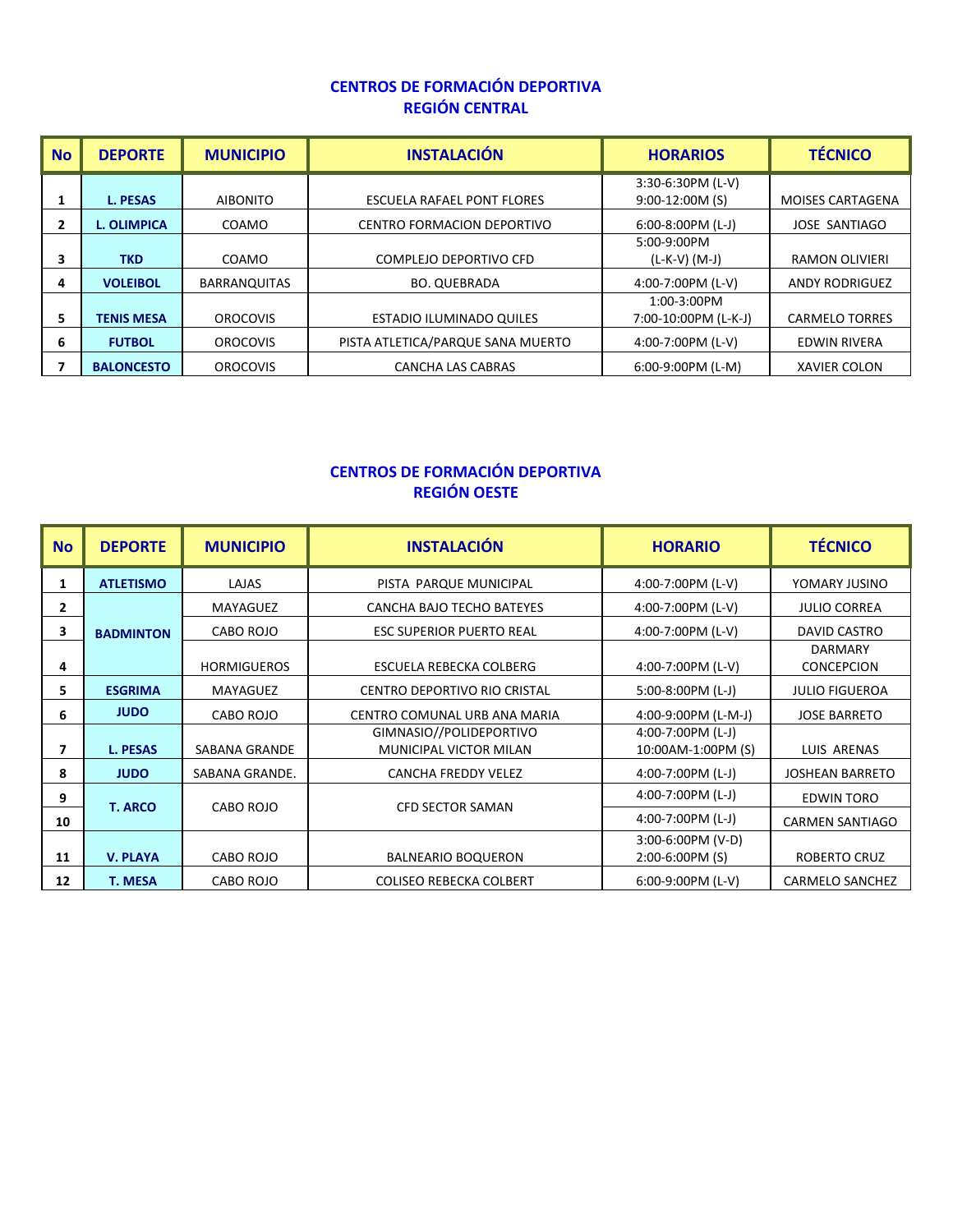## CENTROS DE FORMACIÓN DEPORTIVA
## REGIÓN CENTRAL

| No | DEPORTE | MUNICIPIO | INSTALACIÓN | HORARIOS | TÉCNICO |
|---|---|---|---|---|---|
| 1 | L. PESAS | AIBONITO | ESCUELA RAFAEL PONT FLORES | 3:30-6:30PM (L-V) 9:00-12:00M (S) | MOISES CARTAGENA |
| 2 | L. OLIMPICA | COAMO | CENTRO FORMACION DEPORTIVO | 6:00-8:00PM (L-J) | JOSE SANTIAGO |
| 3 | TKD | COAMO | COMPLEJO DEPORTIVO CFD | 5:00-9:00PM (L-K-V) (M-J) | RAMON OLIVIERI |
| 4 | VOLEIBOL | BARRANQUITAS | BO. QUEBRADA | 4:00-7:00PM (L-V) | ANDY RODRIGUEZ |
| 5 | TENIS MESA | OROCOVIS | ESTADIO ILUMINADO QUILES | 1:00-3:00PM 7:00-10:00PM (L-K-J) | CARMELO TORRES |
| 6 | FUTBOL | OROCOVIS | PISTA ATLETICA/PARQUE SANA MUERTO | 4:00-7:00PM (L-V) | EDWIN RIVERA |
| 7 | BALONCESTO | OROCOVIS | CANCHA LAS CABRAS | 6:00-9:00PM (L-M) | XAVIER COLON |

## CENTROS DE FORMACIÓN DEPORTIVA
## REGIÓN OESTE

| No | DEPORTE | MUNICIPIO | INSTALACIÓN | HORARIO | TÉCNICO |
|---|---|---|---|---|---|
| 1 | ATLETISMO | LAJAS | PISTA PARQUE MUNICIPAL | 4:00-7:00PM (L-V) | YOMARY JUSINO |
| 2 | BADMINTON | MAYAGUEZ | CANCHA BAJO TECHO BATEYES | 4:00-7:00PM (L-V) | JULIO CORREA |
| 3 | | CABO ROJO | ESC SUPERIOR PUERTO REAL | 4:00-7:00PM (L-V) | DAVID CASTRO |
| 4 | | HORMIGUEROS | ESCUELA REBECKA COLBERG | 4:00-7:00PM (L-V) | DARMARY CONCEPCION |
| 5 | ESGRIMA | MAYAGUEZ | CENTRO DEPORTIVO RIO CRISTAL | 5:00-8:00PM (L-J) | JULIO FIGUEROA |
| 6 | JUDO | CABO ROJO | CENTRO COMUNAL URB ANA MARIA | 4:00-9:00PM (L-M-J) | JOSE BARRETO |
| 7 | L. PESAS | SABANA GRANDE | GIMNASIO//POLIDEPORTIVO MUNICIPAL VICTOR MILAN | 4:00-7:00PM (L-J) 10:00AM-1:00PM (S) | LUIS ARENAS |
| 8 | JUDO | SABANA GRANDE. | CANCHA FREDDY VELEZ | 4:00-7:00PM (L-J) | JOSHEAN BARRETO |
| 9 | T. ARCO | CABO ROJO | CFD SECTOR SAMAN | 4:00-7:00PM (L-J) | EDWIN TORO |
| 10 | | | | 4:00-7:00PM (L-J) | CARMEN SANTIAGO |
| 11 | V. PLAYA | CABO ROJO | BALNEARIO BOQUERON | 3:00-6:00PM (V-D) 2:00-6:00PM (S) | ROBERTO CRUZ |
| 12 | T. MESA | CABO ROJO | COLISEO REBECKA COLBERT | 6:00-9:00PM (L-V) | CARMELO SANCHEZ |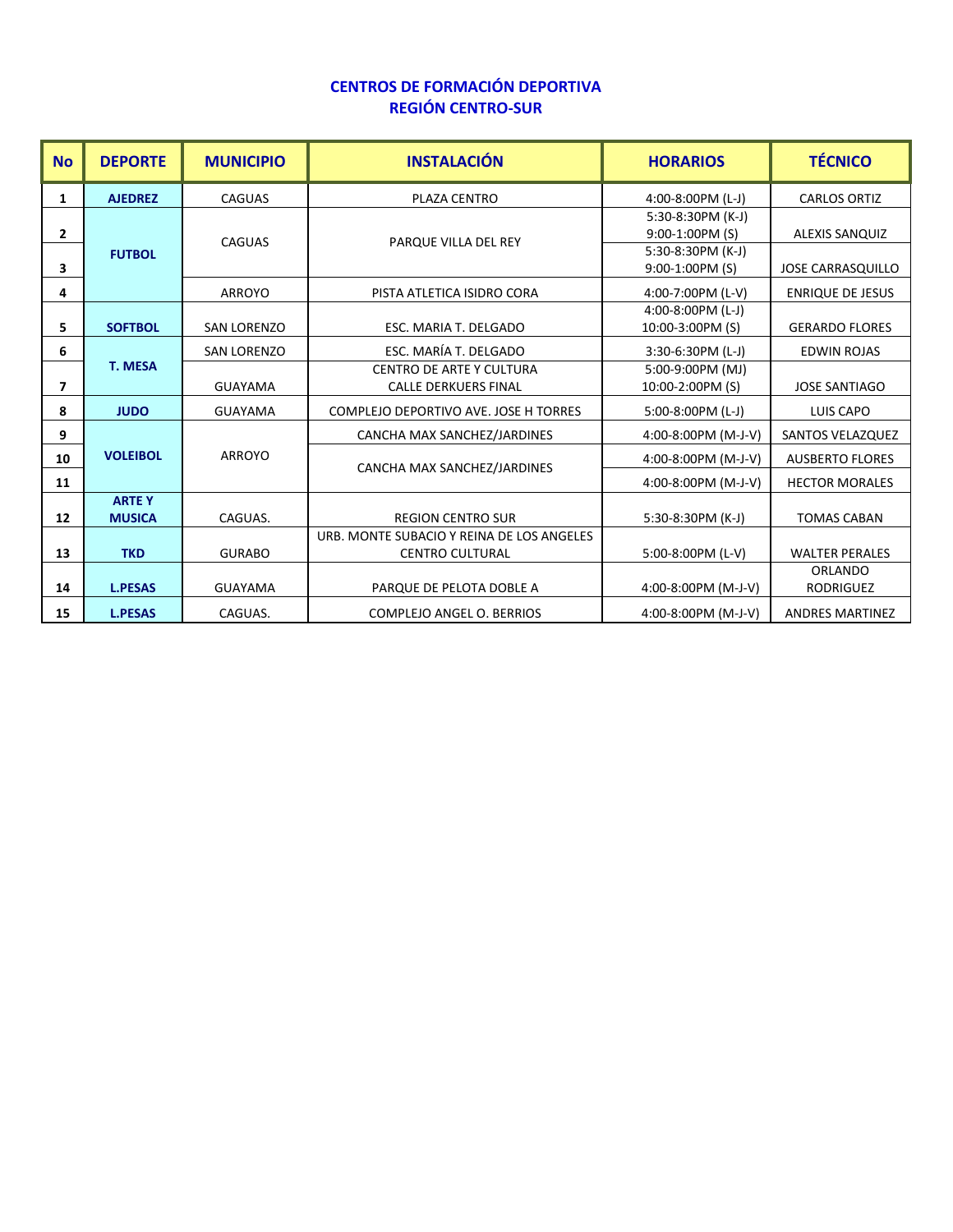**CENTROS DE FORMACIÓN DEPORTIVA**
**REGIÓN CENTRO-SUR**

| No | DEPORTE | MUNICIPIO | INSTALACIÓN | HORARIOS | TÉCNICO |
|---|---|---|---|---|---|
| 1 | AJEDREZ | CAGUAS | PLAZA CENTRO | 4:00-8:00PM (L-J) | CARLOS ORTIZ |
| 2 | FUTBOL | CAGUAS | PARQUE VILLA DEL REY | 5:30-8:30PM (K-J) 9:00-1:00PM (S) | ALEXIS SANQUIZ |
| 3 | | | | 5:30-8:30PM (K-J) 9:00-1:00PM (S) | JOSE CARRASQUILLO |
| 4 | | ARROYO | PISTA ATLETICA ISIDRO CORA | 4:00-7:00PM (L-V) | ENRIQUE DE JESUS |
| 5 | SOFTBOL | SAN LORENZO | ESC. MARIA T. DELGADO | 4:00-8:00PM (L-J) 10:00-3:00PM (S) | GERARDO FLORES |
| 6 | T. MESA | SAN LORENZO | ESC. MARÍA T. DELGADO | 3:30-6:30PM (L-J) | EDWIN ROJAS |
| 7 | | GUAYAMA | CENTRO DE ARTE Y CULTURA CALLE DERKUERS FINAL | 5:00-9:00PM (MJ) 10:00-2:00PM (S) | JOSE SANTIAGO |
| 8 | JUDO | GUAYAMA | COMPLEJO DEPORTIVO AVE. JOSE H TORRES | 5:00-8:00PM (L-J) | LUIS CAPO |
| 9 | VOLEIBOL | ARROYO | CANCHA MAX SANCHEZ/JARDINES | 4:00-8:00PM (M-J-V) | SANTOS VELAZQUEZ |
| 10 | | | CANCHA MAX SANCHEZ/JARDINES | 4:00-8:00PM (M-J-V) | AUSBERTO FLORES |
| 11 | | | | 4:00-8:00PM (M-J-V) | HECTOR MORALES |
| 12 | ARTE Y MUSICA | CAGUAS. | REGION CENTRO SUR | 5:30-8:30PM (K-J) | TOMAS CABAN |
| 13 | TKD | GURABO | URB. MONTE SUBACIO Y REINA DE LOS ANGELES CENTRO CULTURAL | 5:00-8:00PM (L-V) | WALTER PERALES |
| 14 | L.PESAS | GUAYAMA | PARQUE DE PELOTA DOBLE A | 4:00-8:00PM (M-J-V) | ORLANDO RODRIGUEZ |
| 15 | L.PESAS | CAGUAS. | COMPLEJO ANGEL O. BERRIOS | 4:00-8:00PM (M-J-V) | ANDRES MARTINEZ |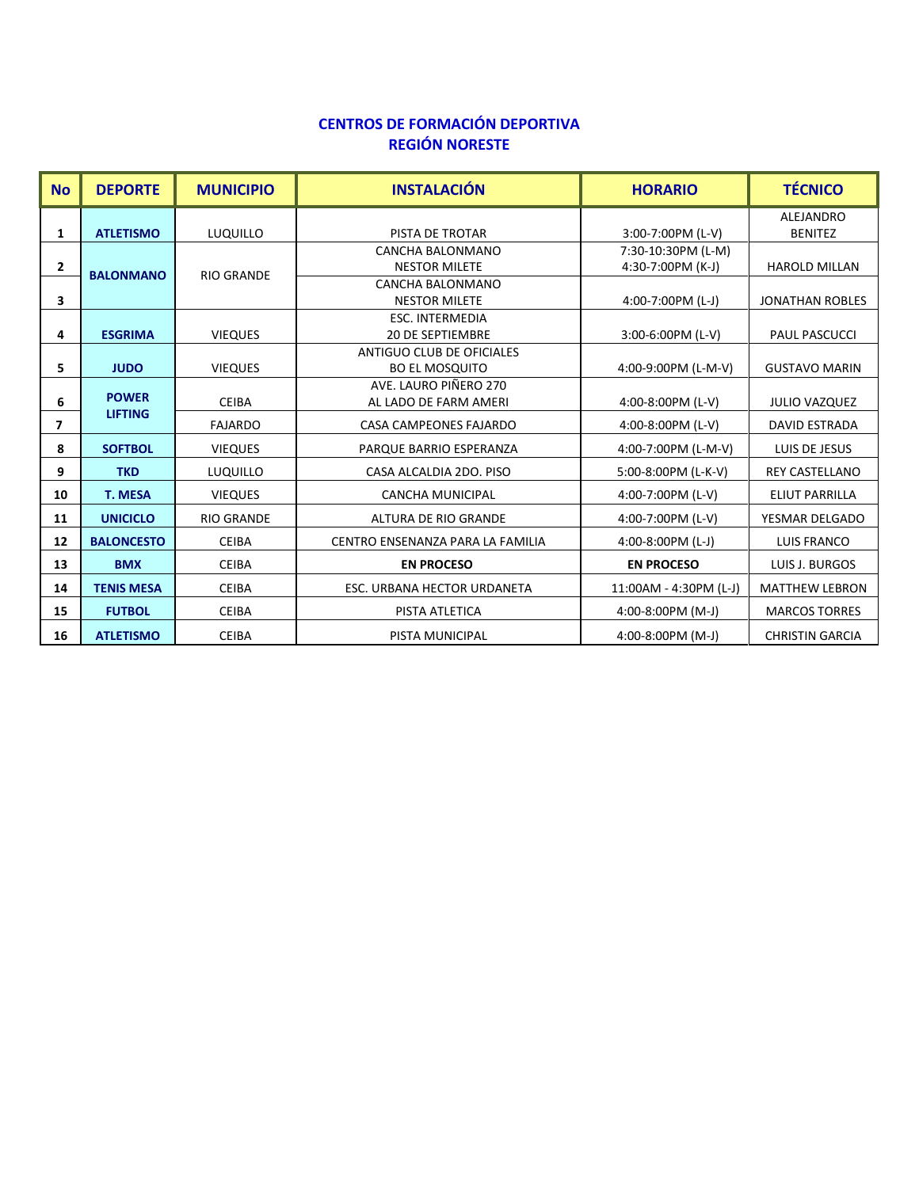**CENTROS DE FORMACIÓN DEPORTIVA**
**REGIÓN NORESTE**

| No | DEPORTE | MUNICIPIO | INSTALACIÓN | HORARIO | TÉCNICO |
|---|---|---|---|---|---|
| 1 | ATLETISMO | LUQUILLO | PISTA DE TROTAR | 3:00-7:00PM (L-V) | ALEJANDRO BENITEZ |
| 2 | BALONMANO | RIO GRANDE | CANCHA BALONMANO NESTOR MILETE | 7:30-10:30PM (L-M) 4:30-7:00PM (K-J) | HAROLD MILLAN |
| 3 | | | CANCHA BALONMANO NESTOR MILETE | 4:00-7:00PM (L-J) | JONATHAN ROBLES |
| 4 | ESGRIMA | VIEQUES | ESC. INTERMEDIA 20 DE SEPTIEMBRE | 3:00-6:00PM (L-V) | PAUL PASCUCCI |
| 5 | JUDO | VIEQUES | ANTIGUO CLUB DE OFICIALES BO EL MOSQUITO | 4:00-9:00PM (L-M-V) | GUSTAVO MARIN |
| 6 | POWER LIFTING | CEIBA | AVE. LAURO PIÑERO 270 AL LADO DE FARM AMERI | 4:00-8:00PM (L-V) | JULIO VAZQUEZ |
| 7 | | FAJARDO | CASA CAMPEONES FAJARDO | 4:00-8:00PM (L-V) | DAVID ESTRADA |
| 8 | SOFTBOL | VIEQUES | PARQUE BARRIO ESPERANZA | 4:00-7:00PM (L-M-V) | LUIS DE JESUS |
| 9 | TKD | LUQUILLO | CASA ALCALDIA 2DO. PISO | 5:00-8:00PM (L-K-V) | REY CASTELLANO |
| 10 | T. MESA | VIEQUES | CANCHA MUNICIPAL | 4:00-7:00PM (L-V) | ELIUT PARRILLA |
| 11 | UNICICLO | RIO GRANDE | ALTURA DE RIO GRANDE | 4:00-7:00PM (L-V) | YESMAR DELGADO |
| 12 | BALONCESTO | CEIBA | CENTRO ENSENANZA PARA LA FAMILIA | 4:00-8:00PM (L-J) | LUIS FRANCO |
| 13 | BMX | CEIBA | **EN PROCESO** | **EN PROCESO** | LUIS J. BURGOS |
| 14 | TENIS MESA | CEIBA | ESC. URBANA HECTOR URDANETA | 11:00AM - 4:30PM (L-J) | MATTHEW LEBRON |
| 15 | FUTBOL | CEIBA | PISTA ATLETICA | 4:00-8:00PM (M-J) | MARCOS TORRES |
| 16 | ATLETISMO | CEIBA | PISTA MUNICIPAL | 4:00-8:00PM (M-J) | CHRISTIN GARCIA |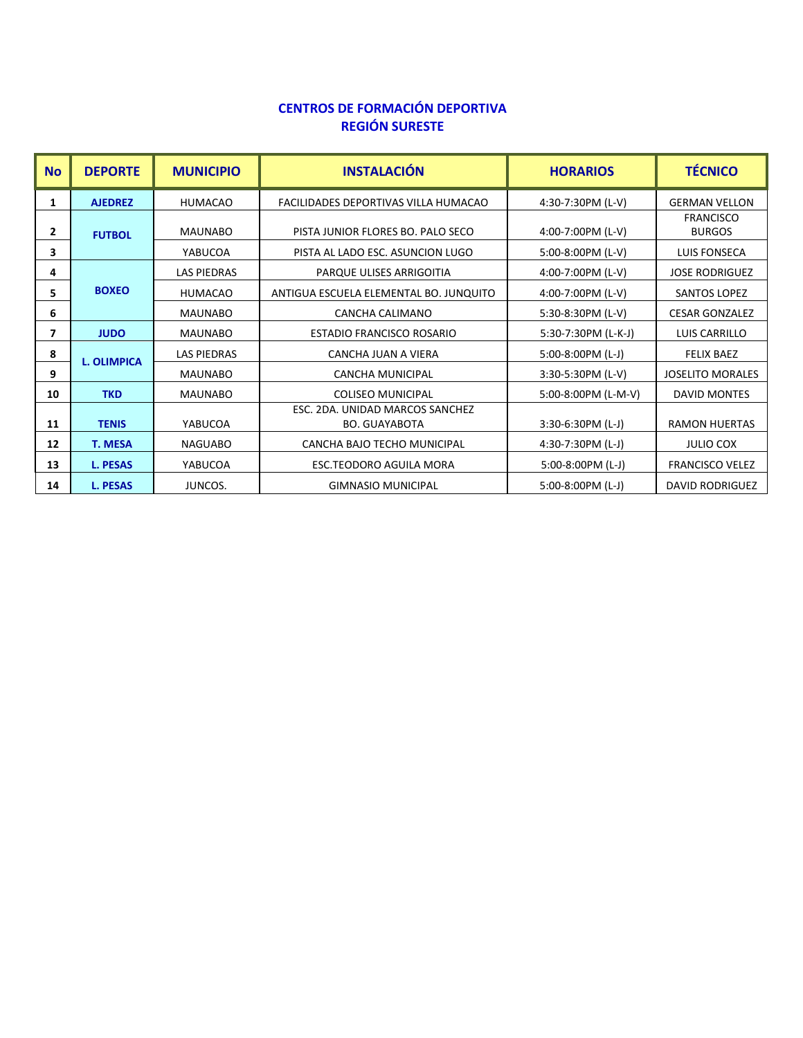## CENTROS DE FORMACIÓN DEPORTIVA
## REGIÓN SURESTE

| No | DEPORTE | MUNICIPIO | INSTALACIÓN | HORARIOS | TÉCNICO |
|---|---|---|---|---|---|
| 1 | AJEDREZ | HUMACAO | FACILIDADES DEPORTIVAS VILLA HUMACAO | 4:30-7:30PM (L-V) | GERMAN VELLON |
| 2 | FUTBOL | MAUNABO | PISTA JUNIOR FLORES BO. PALO SECO | 4:00-7:00PM (L-V) | FRANCISCO BURGOS |
| 3 | | YABUCOA | PISTA AL LADO ESC. ASUNCION LUGO | 5:00-8:00PM (L-V) | LUIS FONSECA |
| 4 | BOXEO | LAS PIEDRAS | PARQUE ULISES ARRIGOITIA | 4:00-7:00PM (L-V) | JOSE RODRIGUEZ |
| 5 | | HUMACAO | ANTIGUA ESCUELA ELEMENTAL BO. JUNQUITO | 4:00-7:00PM (L-V) | SANTOS LOPEZ |
| 6 | | MAUNABO | CANCHA CALIMANO | 5:30-8:30PM (L-V) | CESAR GONZALEZ |
| 7 | JUDO | MAUNABO | ESTADIO FRANCISCO ROSARIO | 5:30-7:30PM (L-K-J) | LUIS CARRILLO |
| 8 | L. OLIMPICA | LAS PIEDRAS | CANCHA JUAN A VIERA | 5:00-8:00PM (L-J) | FELIX BAEZ |
| 9 | | MAUNABO | CANCHA MUNICIPAL | 3:30-5:30PM (L-V) | JOSELITO MORALES |
| 10 | TKD | MAUNABO | COLISEO MUNICIPAL | 5:00-8:00PM (L-M-V) | DAVID MONTES |
| 11 | TENIS | YABUCOA | ESC. 2DA. UNIDAD MARCOS SANCHEZ BO. GUAYABOTA | 3:30-6:30PM (L-J) | RAMON HUERTAS |
| 12 | T. MESA | NAGUABO | CANCHA BAJO TECHO MUNICIPAL | 4:30-7:30PM (L-J) | JULIO COX |
| 13 | L. PESAS | YABUCOA | ESC.TEODORO AGUILA MORA | 5:00-8:00PM (L-J) | FRANCISCO VELEZ |
| 14 | L. PESAS | JUNCOS. | GIMNASIO MUNICIPAL | 5:00-8:00PM (L-J) | DAVID RODRIGUEZ |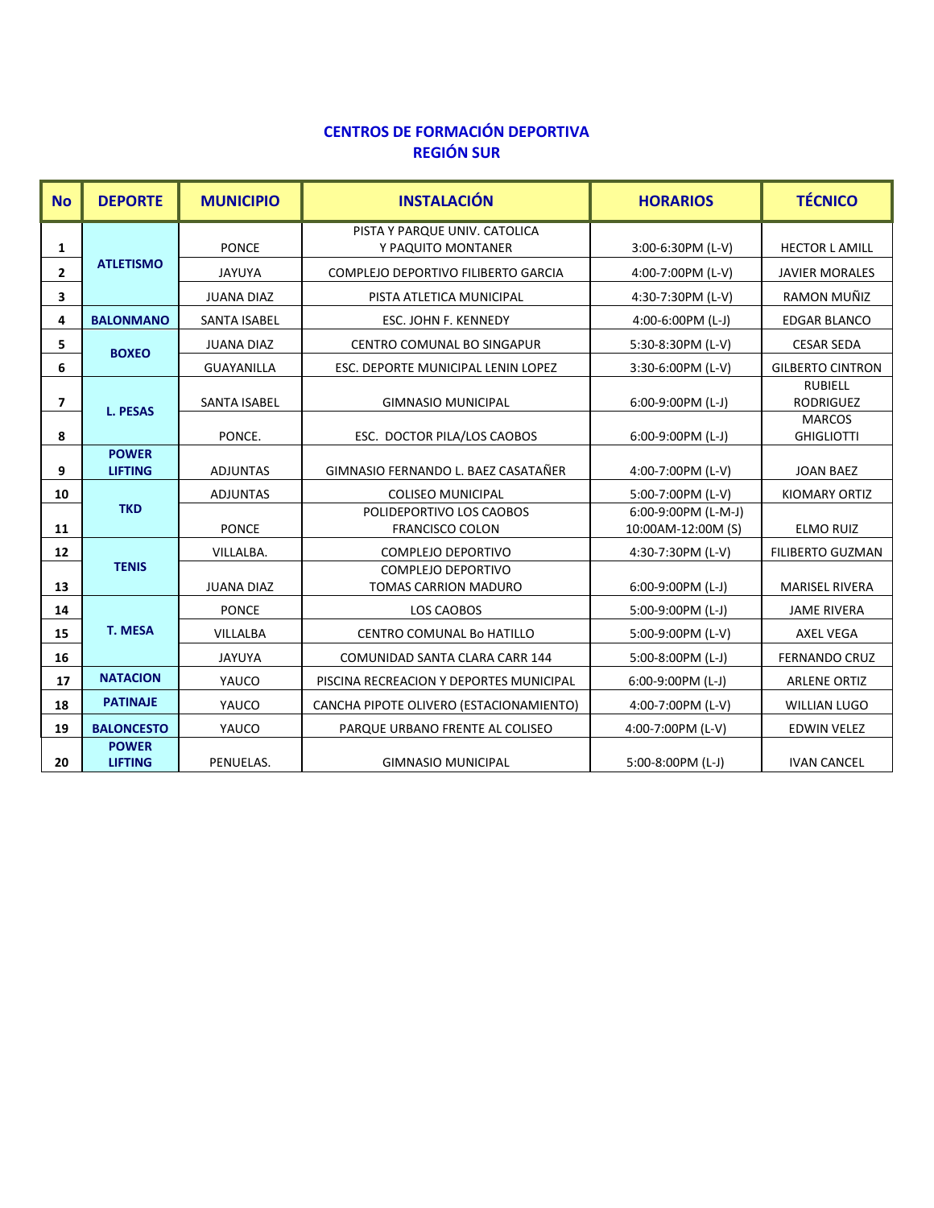## CENTROS DE FORMACIÓN DEPORTIVA
## REGIÓN SUR

| No | DEPORTE | MUNICIPIO | INSTALACIÓN | HORARIOS | TÉCNICO |
|---|---|---|---|---|---|
| 1 | ATLETISMO | PONCE | PISTA Y PARQUE UNIV. CATOLICA Y PAQUITO MONTANER | 3:00-6:30PM (L-V) | HECTOR L AMILL |
| 2 | | JAYUYA | COMPLEJO DEPORTIVO FILIBERTO GARCIA | 4:00-7:00PM (L-V) | JAVIER MORALES |
| 3 | | JUANA DIAZ | PISTA ATLETICA MUNICIPAL | 4:30-7:30PM (L-V) | RAMON MUÑIZ |
| 4 | BALONMANO | SANTA ISABEL | ESC. JOHN F. KENNEDY | 4:00-6:00PM (L-J) | EDGAR BLANCO |
| 5 | BOXEO | JUANA DIAZ | CENTRO COMUNAL BO SINGAPUR | 5:30-8:30PM (L-V) | CESAR SEDA |
| 6 | | GUAYANILLA | ESC. DEPORTE MUNICIPAL LENIN LOPEZ | 3:30-6:00PM (L-V) | GILBERTO CINTRON |
| 7 | L. PESAS | SANTA ISABEL | GIMNASIO MUNICIPAL | 6:00-9:00PM (L-J) | RUBIELL RODRIGUEZ |
| 8 | | PONCE. | ESC. DOCTOR PILA/LOS CAOBOS | 6:00-9:00PM (L-J) | MARCOS GHIGLIOTTI |
| 9 | POWER LIFTING | ADJUNTAS | GIMNASIO FERNANDO L. BAEZ CASATAÑER | 4:00-7:00PM (L-V) | JOAN BAEZ |
| 10 | TKD | ADJUNTAS | COLISEO MUNICIPAL | 5:00-7:00PM (L-V) | KIOMARY ORTIZ |
| 11 | | PONCE | POLIDEPORTIVO LOS CAOBOS FRANCISCO COLON | 6:00-9:00PM (L-M-J) 10:00AM-12:00M (S) | ELMO RUIZ |
| 12 | TENIS | VILLALBA. | COMPLEJO DEPORTIVO | 4:30-7:30PM (L-V) | FILIBERTO GUZMAN |
| 13 | | JUANA DIAZ | COMPLEJO DEPORTIVO TOMAS CARRION MADURO | 6:00-9:00PM (L-J) | MARISEL RIVERA |
| 14 | T. MESA | PONCE | LOS CAOBOS | 5:00-9:00PM (L-J) | JAME RIVERA |
| 15 | | VILLALBA | CENTRO COMUNAL Bo HATILLO | 5:00-9:00PM (L-V) | AXEL VEGA |
| 16 | | JAYUYA | COMUNIDAD SANTA CLARA CARR 144 | 5:00-8:00PM (L-J) | FERNANDO CRUZ |
| 17 | NATACION | YAUCO | PISCINA RECREACION Y DEPORTES MUNICIPAL | 6:00-9:00PM (L-J) | ARLENE ORTIZ |
| 18 | PATINAJE | YAUCO | CANCHA PIPOTE OLIVERO (ESTACIONAMIENTO) | 4:00-7:00PM (L-V) | WILLIAN LUGO |
| 19 | BALONCESTO | YAUCO | PARQUE URBANO FRENTE AL COLISEO | 4:00-7:00PM (L-V) | EDWIN VELEZ |
| 20 | POWER LIFTING | PENUELAS. | GIMNASIO MUNICIPAL | 5:00-8:00PM (L-J) | IVAN CANCEL |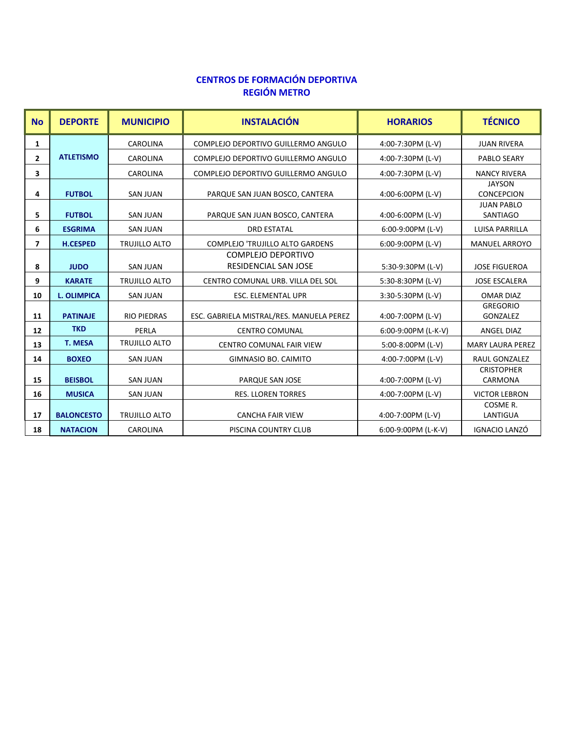## CENTROS DE FORMACIÓN DEPORTIVA
## REGIÓN METRO

| No | DEPORTE | MUNICIPIO | INSTALACIÓN | HORARIOS | TÉCNICO |
|---|---|---|---|---|---|
| 1 | ATLETISMO | CAROLINA | COMPLEJO DEPORTIVO GUILLERMO ANGULO | 4:00-7:30PM (L-V) | JUAN RIVERA |
| 2 | | CAROLINA | COMPLEJO DEPORTIVO GUILLERMO ANGULO | 4:00-7:30PM (L-V) | PABLO SEARY |
| 3 | | CAROLINA | COMPLEJO DEPORTIVO GUILLERMO ANGULO | 4:00-7:30PM (L-V) | NANCY RIVERA |
| 4 | FUTBOL | SAN JUAN | PARQUE SAN JUAN BOSCO, CANTERA | 4:00-6:00PM (L-V) | JAYSON CONCEPCION |
| 5 | FUTBOL | SAN JUAN | PARQUE SAN JUAN BOSCO, CANTERA | 4:00-6:00PM (L-V) | JUAN PABLO SANTIAGO |
| 6 | ESGRIMA | SAN JUAN | DRD ESTATAL | 6:00-9:00PM (L-V) | LUISA PARRILLA |
| 7 | H.CESPED | TRUJILLO ALTO | COMPLEJO 'TRUJILLO ALTO GARDENS | 6:00-9:00PM (L-V) | MANUEL ARROYO |
| 8 | JUDO | SAN JUAN | COMPLEJO DEPORTIVO RESIDENCIAL SAN JOSE | 5:30-9:30PM (L-V) | JOSE FIGUEROA |
| 9 | KARATE | TRUJILLO ALTO | CENTRO COMUNAL URB. VILLA DEL SOL | 5:30-8:30PM (L-V) | JOSE ESCALERA |
| 10 | L. OLIMPICA | SAN JUAN | ESC. ELEMENTAL UPR | 3:30-5:30PM (L-V) | OMAR DIAZ |
| 11 | PATINAJE | RIO PIEDRAS | ESC. GABRIELA MISTRAL/RES. MANUELA PEREZ | 4:00-7:00PM (L-V) | GREGORIO GONZALEZ |
| 12 | TKD | PERLA | CENTRO COMUNAL | 6:00-9:00PM (L-K-V) | ANGEL DIAZ |
| 13 | T. MESA | TRUJILLO ALTO | CENTRO COMUNAL FAIR VIEW | 5:00-8:00PM (L-V) | MARY LAURA PEREZ |
| 14 | BOXEO | SAN JUAN | GIMNASIO BO. CAIMITO | 4:00-7:00PM (L-V) | RAUL GONZALEZ |
| 15 | BEISBOL | SAN JUAN | PARQUE SAN JOSE | 4:00-7:00PM (L-V) | CRISTOPHER CARMONA |
| 16 | MUSICA | SAN JUAN | RES. LLOREN TORRES | 4:00-7:00PM (L-V) | VICTOR LEBRON |
| 17 | BALONCESTO | TRUJILLO ALTO | CANCHA FAIR VIEW | 4:00-7:00PM (L-V) | COSME R. LANTIGUA |
| 18 | NATACION | CAROLINA | PISCINA COUNTRY CLUB | 6:00-9:00PM (L-K-V) | IGNACIO LANZÓ |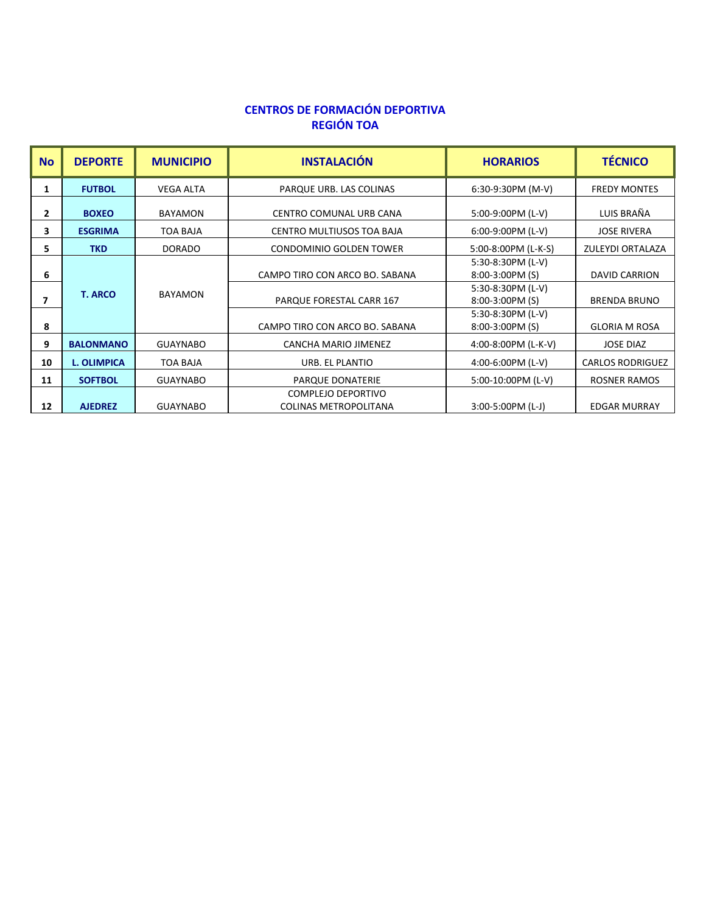## CENTROS DE FORMACIÓN DEPORTIVA
## REGIÓN TOA

| No | DEPORTE | MUNICIPIO | INSTALACIÓN | HORARIOS | TÉCNICO |
|---|---|---|---|---|---|
| 1 | **FUTBOL** | VEGA ALTA | PARQUE URB. LAS COLINAS | 6:30-9:30PM (M-V) | FREDY MONTES |
| 2 | **BOXEO** | BAYAMON | CENTRO COMUNAL URB CANA | 5:00-9:00PM (L-V) | LUIS BRAÑA |
| 3 | **ESGRIMA** | TOA BAJA | CENTRO MULTIUSOS TOA BAJA | 6:00-9:00PM (L-V) | JOSE RIVERA |
| 5 | **TKD** | DORADO | CONDOMINIO GOLDEN TOWER | 5:00-8:00PM (L-K-S) | ZULEYDI ORTALAZA |
| 6 | **T. ARCO** | BAYAMON | CAMPO TIRO CON ARCO BO. SABANA | 5:30-8:30PM (L-V) 8:00-3:00PM (S) | DAVID CARRION |
| 7 | | | PARQUE FORESTAL CARR 167 | 5:30-8:30PM (L-V) 8:00-3:00PM (S) | BRENDA BRUNO |
| 8 | | | CAMPO TIRO CON ARCO BO. SABANA | 5:30-8:30PM (L-V) 8:00-3:00PM (S) | GLORIA M ROSA |
| 9 | **BALONMANO** | GUAYNABO | CANCHA MARIO JIMENEZ | 4:00-8:00PM (L-K-V) | JOSE DIAZ |
| 10 | **L. OLIMPICA** | TOA BAJA | URB. EL PLANTIO | 4:00-6:00PM (L-V) | CARLOS RODRIGUEZ |
| 11 | **SOFTBOL** | GUAYNABO | PARQUE DONATERIE | 5:00-10:00PM (L-V) | ROSNER RAMOS |
| 12 | **AJEDREZ** | GUAYNABO | COMPLEJO DEPORTIVO COLINAS METROPOLITANA | 3:00-5:00PM (L-J) | EDGAR MURRAY |